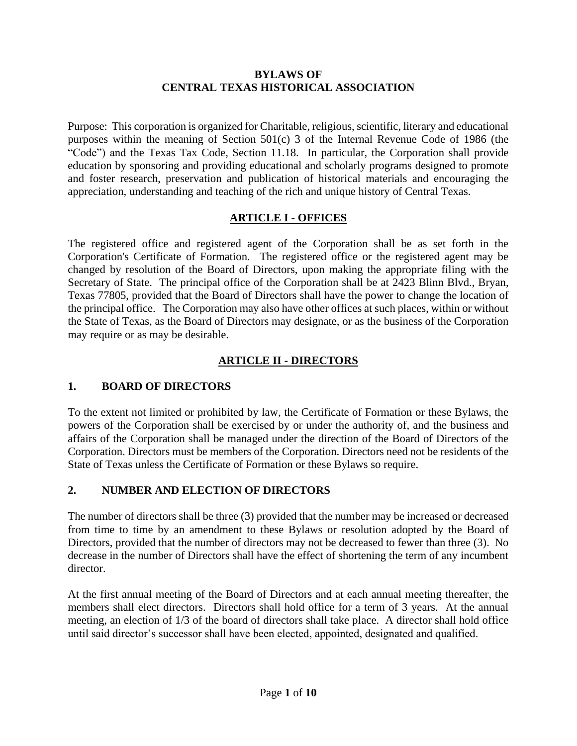# BYLAWS OF CENTRAL TEXAS HISTORICAL ASSOCIATION

Purpose: This corporation is organized for Charitable, religious, scientific, literary and educational purposes within the meaning of Section 501(c) 3 of the Internal Revenue Code of 1986 (the "Code") and the Texas Tax Code, Section 11.18. In particular, the Corporation shall provide education by sponsoring and providing educational and scholarly programs designed to promote and foster research, preservation and publication of historical materials and encouraging the appreciation, understanding and teaching of the rich and unique history of Central Texas.

## ARTICLE I - OFFICES

The registered office and registered agent of the Corporation shall be as set forth in the Corporation's Certificate of Formation. The registered office or the registered agent may be changed by resolution of the Board of Directors, upon making the appropriate filing with the Secretary of State. The principal office of the Corporation shall be at 2423 Blinn Blvd., Bryan, Texas 77805, provided that the Board of Directors shall have the power to change the location of the principal office. The Corporation may also have other offices at such places, within or without the State of Texas, as the Board of Directors may designate, or as the business of the Corporation may require or as may be desirable.

## ARTICLE II - DIRECTORS

### 1. BOARD OF DIRECTORS

To the extent not limited or prohibited by law, the Certificate of Formation or these Bylaws, the powers of the Corporation shall be exercised by or under the authority of, and the business and affairs of the Corporation shall be managed under the direction of the Board of Directors of the Corporation. Directors must be members of the Corporation. Directors need not be residents of the State of Texas unless the Certificate of Formation or these Bylaws so require.

### 2. NUMBER AND ELECTION OF DIRECTORS

The number of directors shall be three (3) provided that the number may be increased or decreased from time to time by an amendment to these Bylaws or resolution adopted by the Board of Directors, provided that the number of directors may not be decreased to fewer than three (3). No decrease in the number of Directors shall have the effect of shortening the term of any incumbent director.

At the first annual meeting of the Board of Directors and at each annual meeting thereafter, the members shall elect directors. Directors shall hold office for a term of 3 years. At the annual meeting, an election of 1/3 of the board of directors shall take place. A director shall hold office until said director's successor shall have been elected, appointed, designated and qualified.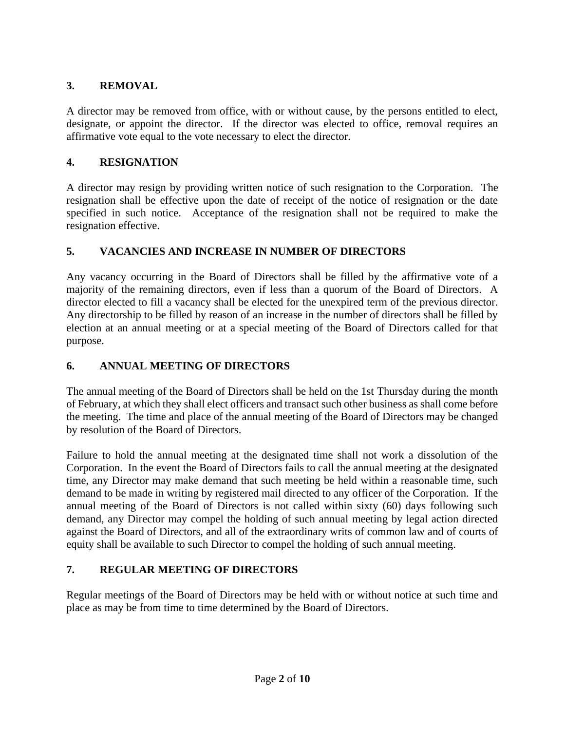## 3. REMOVAL

A director may be removed from office, with or without cause, by the persons entitled to elect, designate, or appoint the director. If the director was elected to office, removal requires an affirmative vote equal to the vote necessary to elect the director.

## 4. RESIGNATION

A director may resign by providing written notice of such resignation to the Corporation. The resignation shall be effective upon the date of receipt of the notice of resignation or the date specified in such notice. Acceptance of the resignation shall not be required to make the resignation effective.

## 5. VACANCIES AND INCREASE IN NUMBER OF DIRECTORS

Any vacancy occurring in the Board of Directors shall be filled by the affirmative vote of a majority of the remaining directors, even if less than a quorum of the Board of Directors. A director elected to fill a vacancy shall be elected for the unexpired term of the previous director. Any directorship to be filled by reason of an increase in the number of directors shall be filled by election at an annual meeting or at a special meeting of the Board of Directors called for that purpose.

## 6. ANNUAL MEETING OF DIRECTORS

The annual meeting of the Board of Directors shall be held on the 1st Thursday during the month of February, at which they shall elect officers and transact such other business as shall come before the meeting. The time and place of the annual meeting of the Board of Directors may be changed by resolution of the Board of Directors.

Failure to hold the annual meeting at the designated time shall not work a dissolution of the Corporation. In the event the Board of Directors fails to call the annual meeting at the designated time, any Director may make demand that such meeting be held within a reasonable time, such demand to be made in writing by registered mail directed to any officer of the Corporation. If the annual meeting of the Board of Directors is not called within sixty (60) days following such demand, any Director may compel the holding of such annual meeting by legal action directed against the Board of Directors, and all of the extraordinary writs of common law and of courts of equity shall be available to such Director to compel the holding of such annual meeting.

## 7. REGULAR MEETING OF DIRECTORS

Regular meetings of the Board of Directors may be held with or without notice at such time and place as may be from time to time determined by the Board of Directors.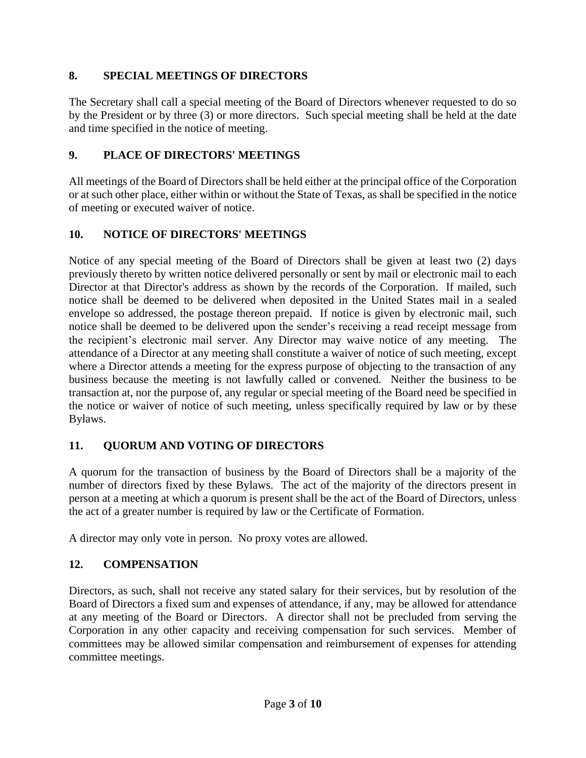## 8. SPECIAL MEETINGS OF DIRECTORS

The Secretary shall call a special meeting of the Board of Directors whenever requested to do so by the President or by three (3) or more directors. Such special meeting shall be held at the date and time specified in the notice of meeting.

## 9. PLACE OF DIRECTORS' MEETINGS

All meetings of the Board of Directors shall be held either at the principal office of the Corporation or at such other place, either within or without the State of Texas, as shall be specified in the notice of meeting or executed waiver of notice.

## 10. NOTICE OF DIRECTORS' MEETINGS

Notice of any special meeting of the Board of Directors shall be given at least two (2) days previously thereto by written notice delivered personally or sent by mail or electronic mail to each Director at that Director's address as shown by the records of the Corporation. If mailed, such notice shall be deemed to be delivered when deposited in the United States mail in a sealed envelope so addressed, the postage thereon prepaid. If notice is given by electronic mail, such notice shall be deemed to be delivered upon the sender's receiving a read receipt message from the recipient's electronic mail server. Any Director may waive notice of any meeting. The attendance of a Director at any meeting shall constitute a waiver of notice of such meeting, except where a Director attends a meeting for the express purpose of objecting to the transaction of any business because the meeting is not lawfully called or convened. Neither the business to be transaction at, nor the purpose of, any regular or special meeting of the Board need be specified in the notice or waiver of notice of such meeting, unless specifically required by law or by these Bylaws.

## 11. QUORUM AND VOTING OF DIRECTORS

A quorum for the transaction of business by the Board of Directors shall be a majority of the number of directors fixed by these Bylaws. The act of the majority of the directors present in person at a meeting at which a quorum is present shall be the act of the Board of Directors, unless the act of a greater number is required by law or the Certificate of Formation.

A director may only vote in person. No proxy votes are allowed.

## 12. COMPENSATION

Directors, as such, shall not receive any stated salary for their services, but by resolution of the Board of Directors a fixed sum and expenses of attendance, if any, may be allowed for attendance at any meeting of the Board or Directors. A director shall not be precluded from serving the Corporation in any other capacity and receiving compensation for such services. Member of committees may be allowed similar compensation and reimbursement of expenses for attending committee meetings.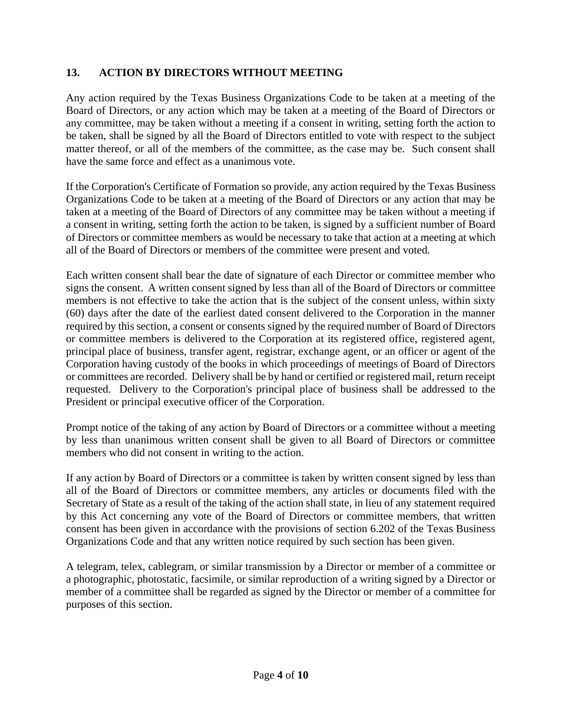## 13. ACTION BY DIRECTORS WITHOUT MEETING

Any action required by the Texas Business Organizations Code to be taken at a meeting of the Board of Directors, or any action which may be taken at a meeting of the Board of Directors or any committee, may be taken without a meeting if a consent in writing, setting forth the action to be taken, shall be signed by all the Board of Directors entitled to vote with respect to the subject matter thereof, or all of the members of the committee, as the case may be. Such consent shall have the same force and effect as a unanimous vote.

If the Corporation's Certificate of Formation so provide, any action required by the Texas Business Organizations Code to be taken at a meeting of the Board of Directors or any action that may be taken at a meeting of the Board of Directors of any committee may be taken without a meeting if a consent in writing, setting forth the action to be taken, is signed by a sufficient number of Board of Directors or committee members as would be necessary to take that action at a meeting at which all of the Board of Directors or members of the committee were present and voted.

Each written consent shall bear the date of signature of each Director or committee member who signs the consent. A written consent signed by less than all of the Board of Directors or committee members is not effective to take the action that is the subject of the consent unless, within sixty (60) days after the date of the earliest dated consent delivered to the Corporation in the manner required by this section, a consent or consents signed by the required number of Board of Directors or committee members is delivered to the Corporation at its registered office, registered agent, principal place of business, transfer agent, registrar, exchange agent, or an officer or agent of the Corporation having custody of the books in which proceedings of meetings of Board of Directors or committees are recorded. Delivery shall be by hand or certified or registered mail, return receipt requested. Delivery to the Corporation's principal place of business shall be addressed to the President or principal executive officer of the Corporation.

Prompt notice of the taking of any action by Board of Directors or a committee without a meeting by less than unanimous written consent shall be given to all Board of Directors or committee members who did not consent in writing to the action.

If any action by Board of Directors or a committee is taken by written consent signed by less than all of the Board of Directors or committee members, any articles or documents filed with the Secretary of State as a result of the taking of the action shall state, in lieu of any statement required by this Act concerning any vote of the Board of Directors or committee members, that written consent has been given in accordance with the provisions of section 6.202 of the Texas Business Organizations Code and that any written notice required by such section has been given.

A telegram, telex, cablegram, or similar transmission by a Director or member of a committee or a photographic, photostatic, facsimile, or similar reproduction of a writing signed by a Director or member of a committee shall be regarded as signed by the Director or member of a committee for purposes of this section.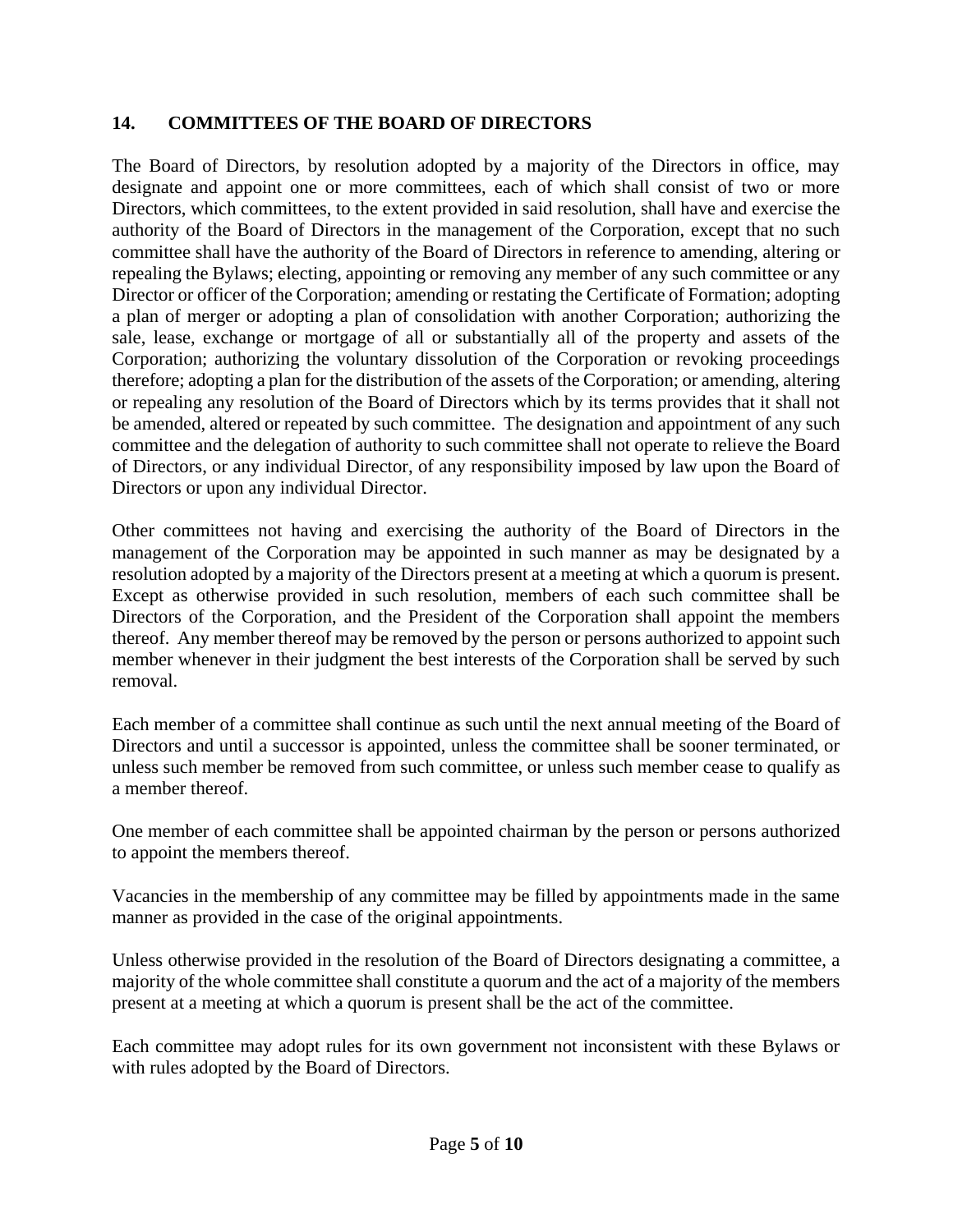## 14. COMMITTEES OF THE BOARD OF DIRECTORS

The Board of Directors, by resolution adopted by a majority of the Directors in office, may designate and appoint one or more committees, each of which shall consist of two or more Directors, which committees, to the extent provided in said resolution, shall have and exercise the authority of the Board of Directors in the management of the Corporation, except that no such committee shall have the authority of the Board of Directors in reference to amending, altering or repealing the Bylaws; electing, appointing or removing any member of any such committee or any Director or officer of the Corporation; amending or restating the Certificate of Formation; adopting a plan of merger or adopting a plan of consolidation with another Corporation; authorizing the sale, lease, exchange or mortgage of all or substantially all of the property and assets of the Corporation; authorizing the voluntary dissolution of the Corporation or revoking proceedings therefore; adopting a plan for the distribution of the assets of the Corporation; or amending, altering or repealing any resolution of the Board of Directors which by its terms provides that it shall not be amended, altered or repeated by such committee. The designation and appointment of any such committee and the delegation of authority to such committee shall not operate to relieve the Board of Directors, or any individual Director, of any responsibility imposed by law upon the Board of Directors or upon any individual Director.

Other committees not having and exercising the authority of the Board of Directors in the management of the Corporation may be appointed in such manner as may be designated by a resolution adopted by a majority of the Directors present at a meeting at which a quorum is present. Except as otherwise provided in such resolution, members of each such committee shall be Directors of the Corporation, and the President of the Corporation shall appoint the members thereof. Any member thereof may be removed by the person or persons authorized to appoint such member whenever in their judgment the best interests of the Corporation shall be served by such removal.

Each member of a committee shall continue as such until the next annual meeting of the Board of Directors and until a successor is appointed, unless the committee shall be sooner terminated, or unless such member be removed from such committee, or unless such member cease to qualify as a member thereof.

One member of each committee shall be appointed chairman by the person or persons authorized to appoint the members thereof.

Vacancies in the membership of any committee may be filled by appointments made in the same manner as provided in the case of the original appointments.

Unless otherwise provided in the resolution of the Board of Directors designating a committee, a majority of the whole committee shall constitute a quorum and the act of a majority of the members present at a meeting at which a quorum is present shall be the act of the committee.

Each committee may adopt rules for its own government not inconsistent with these Bylaws or with rules adopted by the Board of Directors.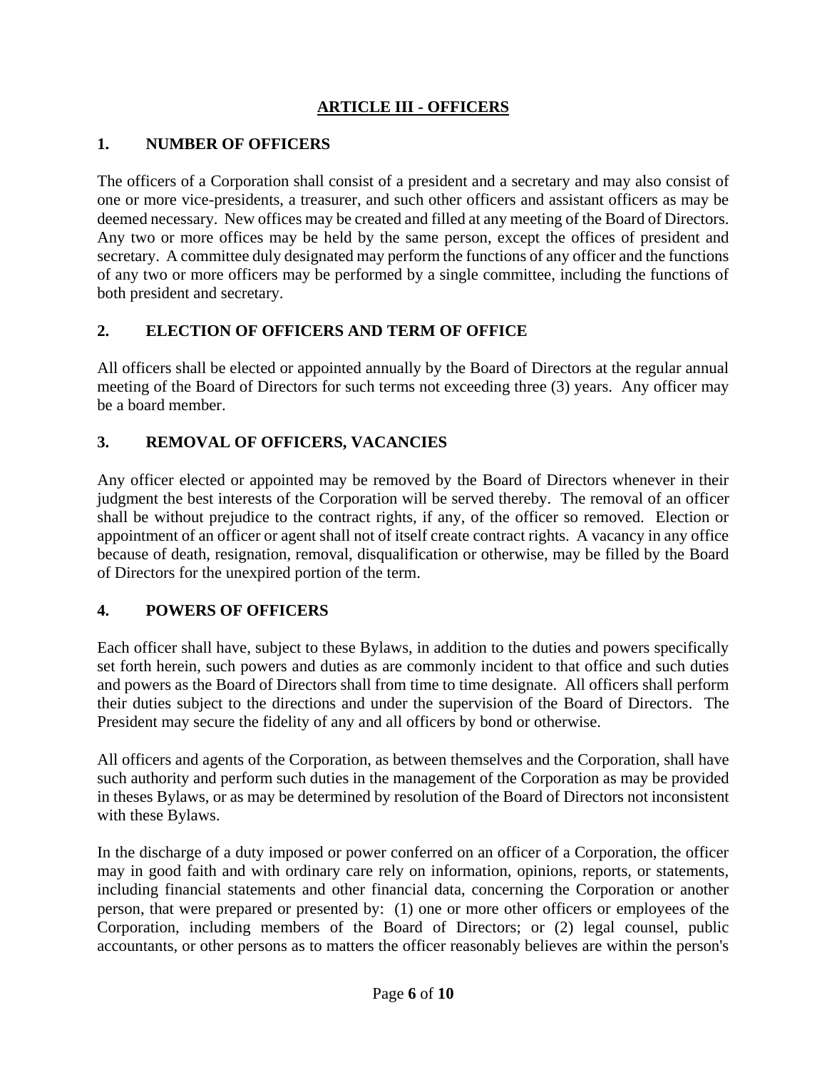## ARTICLE III - OFFICERS

### 1. NUMBER OF OFFICERS

The officers of a Corporation shall consist of a president and a secretary and may also consist of one or more vice-presidents, a treasurer, and such other officers and assistant officers as may be deemed necessary. New offices may be created and filled at any meeting of the Board of Directors. Any two or more offices may be held by the same person, except the offices of president and secretary. A committee duly designated may perform the functions of any officer and the functions of any two or more officers may be performed by a single committee, including the functions of both president and secretary.

### 2. ELECTION OF OFFICERS AND TERM OF OFFICE

All officers shall be elected or appointed annually by the Board of Directors at the regular annual meeting of the Board of Directors for such terms not exceeding three (3) years. Any officer may be a board member.

### 3. REMOVAL OF OFFICERS, VACANCIES

Any officer elected or appointed may be removed by the Board of Directors whenever in their judgment the best interests of the Corporation will be served thereby. The removal of an officer shall be without prejudice to the contract rights, if any, of the officer so removed. Election or appointment of an officer or agent shall not of itself create contract rights. A vacancy in any office because of death, resignation, removal, disqualification or otherwise, may be filled by the Board of Directors for the unexpired portion of the term.

### 4. POWERS OF OFFICERS

Each officer shall have, subject to these Bylaws, in addition to the duties and powers specifically set forth herein, such powers and duties as are commonly incident to that office and such duties and powers as the Board of Directors shall from time to time designate. All officers shall perform their duties subject to the directions and under the supervision of the Board of Directors. The President may secure the fidelity of any and all officers by bond or otherwise.

All officers and agents of the Corporation, as between themselves and the Corporation, shall have such authority and perform such duties in the management of the Corporation as may be provided in theses Bylaws, or as may be determined by resolution of the Board of Directors not inconsistent with these Bylaws.

In the discharge of a duty imposed or power conferred on an officer of a Corporation, the officer may in good faith and with ordinary care rely on information, opinions, reports, or statements, including financial statements and other financial data, concerning the Corporation or another person, that were prepared or presented by: (1) one or more other officers or employees of the Corporation, including members of the Board of Directors; or (2) legal counsel, public accountants, or other persons as to matters the officer reasonably believes are within the person's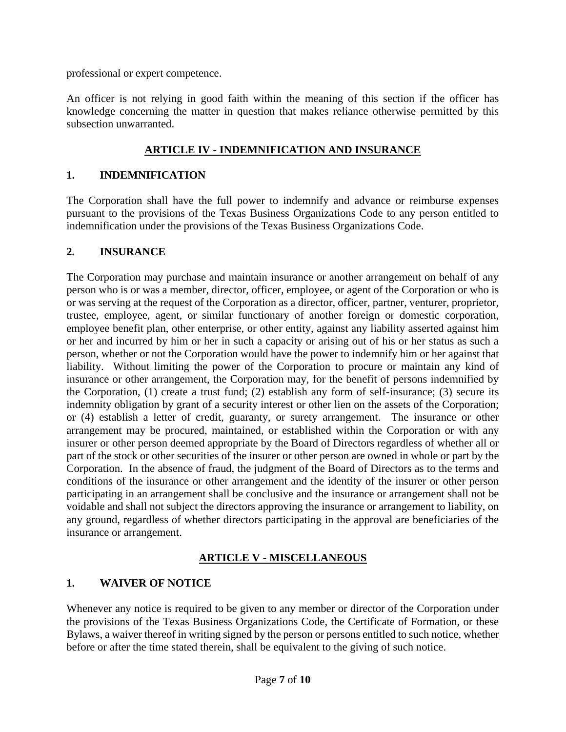professional or expert competence.

An officer is not relying in good faith within the meaning of this section if the officer has knowledge concerning the matter in question that makes reliance otherwise permitted by this subsection unwarranted.

## ARTICLE IV - INDEMNIFICATION AND INSURANCE

### 1. INDEMNIFICATION

The Corporation shall have the full power to indemnify and advance or reimburse expenses pursuant to the provisions of the Texas Business Organizations Code to any person entitled to indemnification under the provisions of the Texas Business Organizations Code.

### 2. INSURANCE

The Corporation may purchase and maintain insurance or another arrangement on behalf of any person who is or was a member, director, officer, employee, or agent of the Corporation or who is or was serving at the request of the Corporation as a director, officer, partner, venturer, proprietor, trustee, employee, agent, or similar functionary of another foreign or domestic corporation, employee benefit plan, other enterprise, or other entity, against any liability asserted against him or her and incurred by him or her in such a capacity or arising out of his or her status as such a person, whether or not the Corporation would have the power to indemnify him or her against that liability. Without limiting the power of the Corporation to procure or maintain any kind of insurance or other arrangement, the Corporation may, for the benefit of persons indemnified by the Corporation, (1) create a trust fund; (2) establish any form of self-insurance; (3) secure its indemnity obligation by grant of a security interest or other lien on the assets of the Corporation; or (4) establish a letter of credit, guaranty, or surety arrangement. The insurance or other arrangement may be procured, maintained, or established within the Corporation or with any insurer or other person deemed appropriate by the Board of Directors regardless of whether all or part of the stock or other securities of the insurer or other person are owned in whole or part by the Corporation. In the absence of fraud, the judgment of the Board of Directors as to the terms and conditions of the insurance or other arrangement and the identity of the insurer or other person participating in an arrangement shall be conclusive and the insurance or arrangement shall not be voidable and shall not subject the directors approving the insurance or arrangement to liability, on any ground, regardless of whether directors participating in the approval are beneficiaries of the insurance or arrangement.

## ARTICLE V - MISCELLANEOUS

### 1. WAIVER OF NOTICE

Whenever any notice is required to be given to any member or director of the Corporation under the provisions of the Texas Business Organizations Code, the Certificate of Formation, or these Bylaws, a waiver thereof in writing signed by the person or persons entitled to such notice, whether before or after the time stated therein, shall be equivalent to the giving of such notice.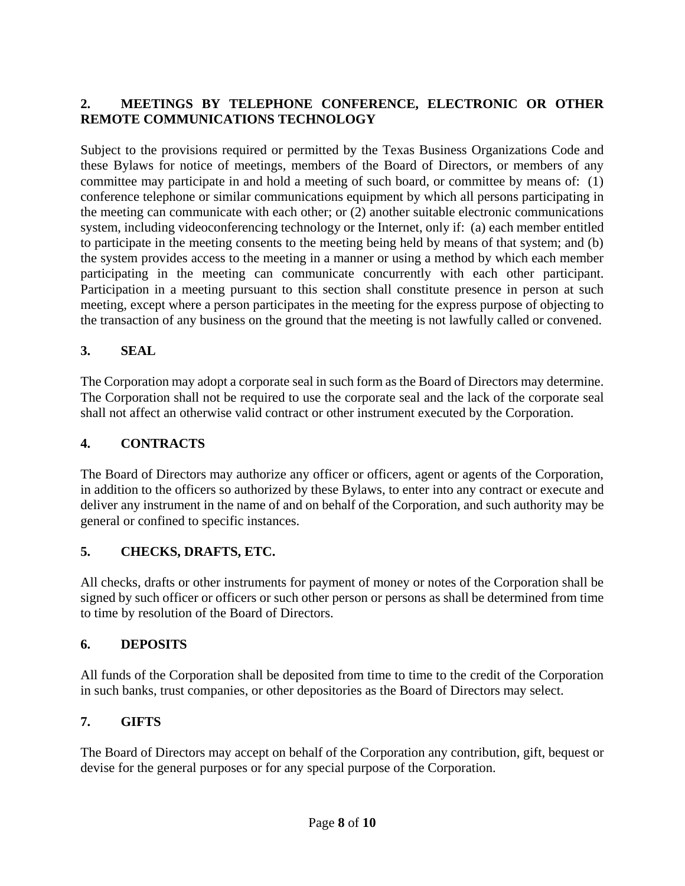## 2. MEETINGS BY TELEPHONE CONFERENCE, ELECTRONIC OR OTHER REMOTE COMMUNICATIONS TECHNOLOGY

Subject to the provisions required or permitted by the Texas Business Organizations Code and these Bylaws for notice of meetings, members of the Board of Directors, or members of any committee may participate in and hold a meeting of such board, or committee by means of: (1) conference telephone or similar communications equipment by which all persons participating in the meeting can communicate with each other; or (2) another suitable electronic communications system, including videoconferencing technology or the Internet, only if: (a) each member entitled to participate in the meeting consents to the meeting being held by means of that system; and (b) the system provides access to the meeting in a manner or using a method by which each member participating in the meeting can communicate concurrently with each other participant. Participation in a meeting pursuant to this section shall constitute presence in person at such meeting, except where a person participates in the meeting for the express purpose of objecting to the transaction of any business on the ground that the meeting is not lawfully called or convened.

## 3. SEAL

The Corporation may adopt a corporate seal in such form as the Board of Directors may determine. The Corporation shall not be required to use the corporate seal and the lack of the corporate seal shall not affect an otherwise valid contract or other instrument executed by the Corporation.

## 4. CONTRACTS

The Board of Directors may authorize any officer or officers, agent or agents of the Corporation, in addition to the officers so authorized by these Bylaws, to enter into any contract or execute and deliver any instrument in the name of and on behalf of the Corporation, and such authority may be general or confined to specific instances.

## 5. CHECKS, DRAFTS, ETC.

All checks, drafts or other instruments for payment of money or notes of the Corporation shall be signed by such officer or officers or such other person or persons as shall be determined from time to time by resolution of the Board of Directors.

## 6. DEPOSITS

All funds of the Corporation shall be deposited from time to time to the credit of the Corporation in such banks, trust companies, or other depositories as the Board of Directors may select.

## 7. GIFTS

The Board of Directors may accept on behalf of the Corporation any contribution, gift, bequest or devise for the general purposes or for any special purpose of the Corporation.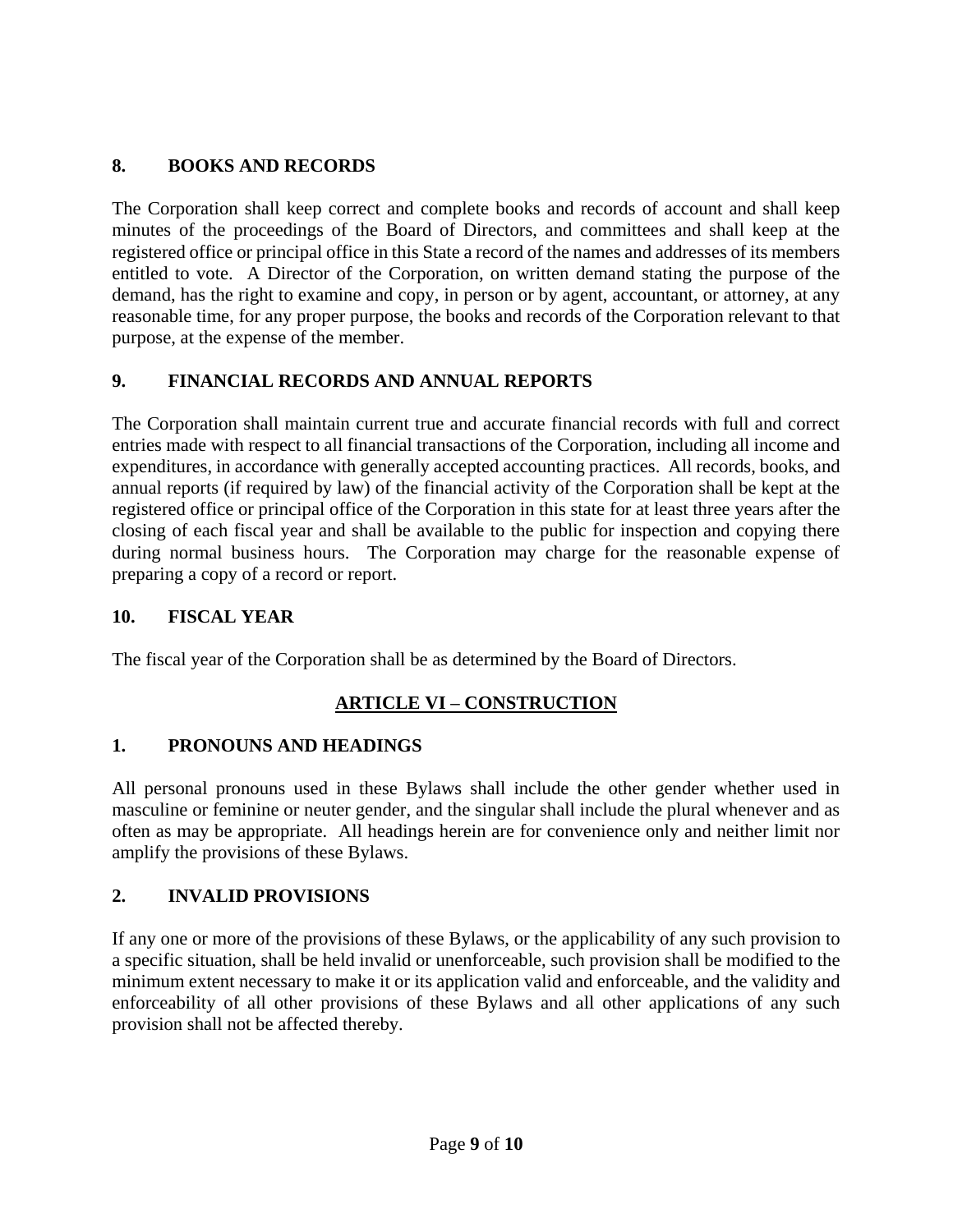**8. BOOKS AND RECORDS**

The Corporation shall keep correct and complete books and records of account and shall keep minutes of the proceedings of the Board of Directors, and committees and shall keep at the registered office or principal office in this State a record of the names and addresses of its members entitled to vote. A Director of the Corporation, on written demand stating the purpose of the demand, has the right to examine and copy, in person or by agent, accountant, or attorney, at any reasonable time, for any proper purpose, the books and records of the Corporation relevant to that purpose, at the expense of the member.

**9. FINANCIAL RECORDS AND ANNUAL REPORTS**

The Corporation shall maintain current true and accurate financial records with full and correct entries made with respect to all financial transactions of the Corporation, including all income and expenditures, in accordance with generally accepted accounting practices. All records, books, and annual reports (if required by law) of the financial activity of the Corporation shall be kept at the registered office or principal office of the Corporation in this state for at least three years after the closing of each fiscal year and shall be available to the public for inspection and copying there during normal business hours. The Corporation may charge for the reasonable expense of preparing a copy of a record or report.

**10. FISCAL YEAR**

The fiscal year of the Corporation shall be as determined by the Board of Directors.

## ARTICLE VI – CONSTRUCTION

**1. PRONOUNS AND HEADINGS**

All personal pronouns used in these Bylaws shall include the other gender whether used in masculine or feminine or neuter gender, and the singular shall include the plural whenever and as often as may be appropriate. All headings herein are for convenience only and neither limit nor amplify the provisions of these Bylaws.

**2. INVALID PROVISIONS**

If any one or more of the provisions of these Bylaws, or the applicability of any such provision to a specific situation, shall be held invalid or unenforceable, such provision shall be modified to the minimum extent necessary to make it or its application valid and enforceable, and the validity and enforceability of all other provisions of these Bylaws and all other applications of any such provision shall not be affected thereby.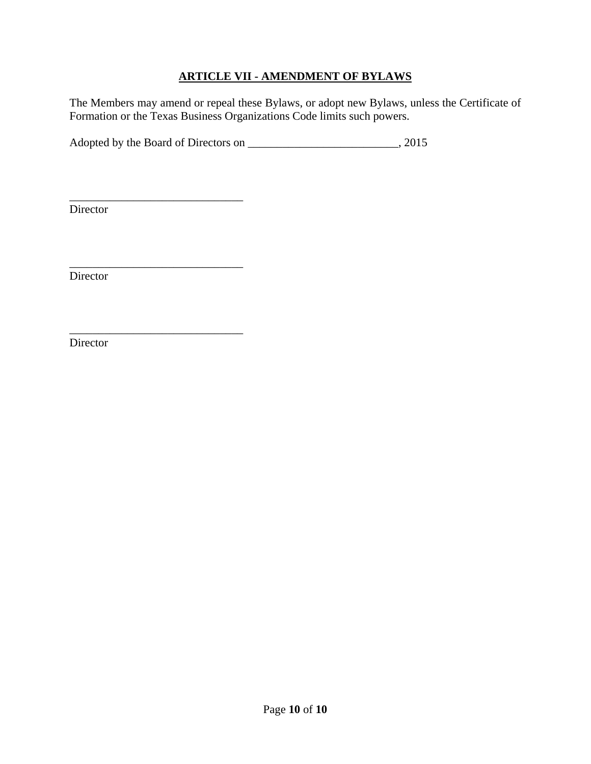## ARTICLE VII - AMENDMENT OF BYLAWS

The Members may amend or repeal these Bylaws, or adopt new Bylaws, unless the Certificate of Formation or the Texas Business Organizations Code limits such powers.

Adopted by the Board of Directors on __________________________, 2015

______________________________
Director

______________________________
Director

______________________________
Director